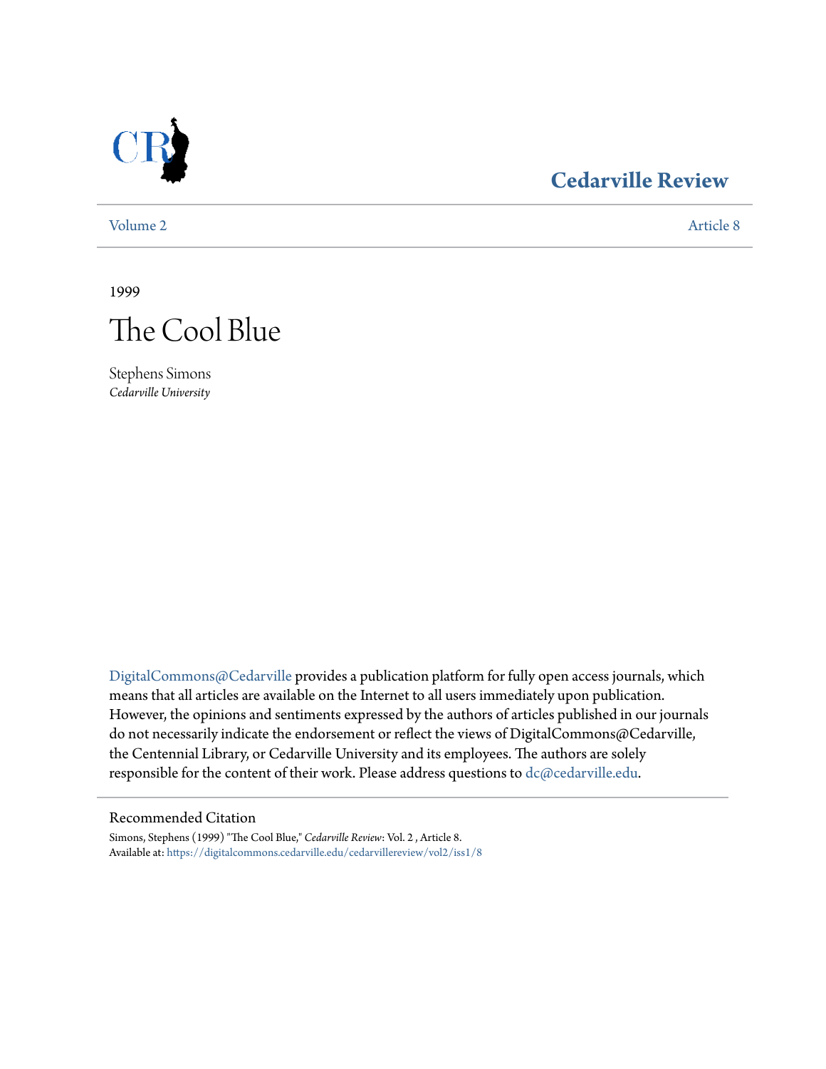Cedarville Review

Volume 2 Article 8

1999

# The Cool Blue

Stephens Simons
*Cedarville University*

DigitalCommons@Cedarville provides a publication platform for fully open access journals, which means that all articles are available on the Internet to all users immediately upon publication. However, the opinions and sentiments expressed by the authors of articles published in our journals do not necessarily indicate the endorsement or reflect the views of DigitalCommons@Cedarville, the Centennial Library, or Cedarville University and its employees. The authors are solely responsible for the content of their work. Please address questions to dc@cedarville.edu.

## Recommended Citation

Simons, Stephens (1999) "The Cool Blue," *Cedarville Review*: Vol. 2 , Article 8.
Available at: https://digitalcommons.cedarville.edu/cedarvillereview/vol2/iss1/8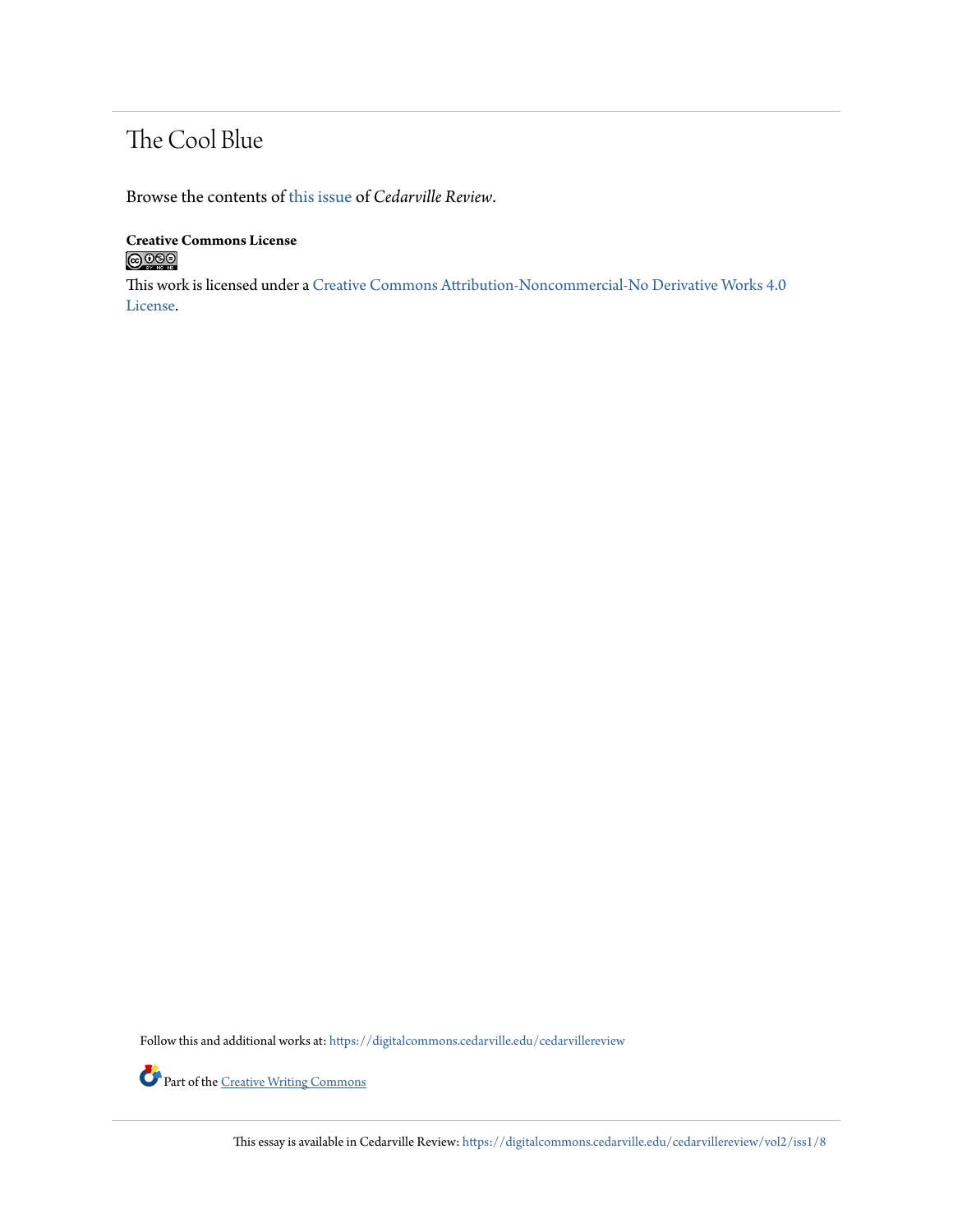# The Cool Blue

Browse the contents of this issue of *Cedarville Review*.

**Creative Commons License**

This work is licensed under a Creative Commons Attribution-Noncommercial-No Derivative Works 4.0 License.

Follow this and additional works at: https://digitalcommons.cedarville.edu/cedarvillereview

Part of the Creative Writing Commons

This essay is available in Cedarville Review: https://digitalcommons.cedarville.edu/cedarvillereview/vol2/iss1/8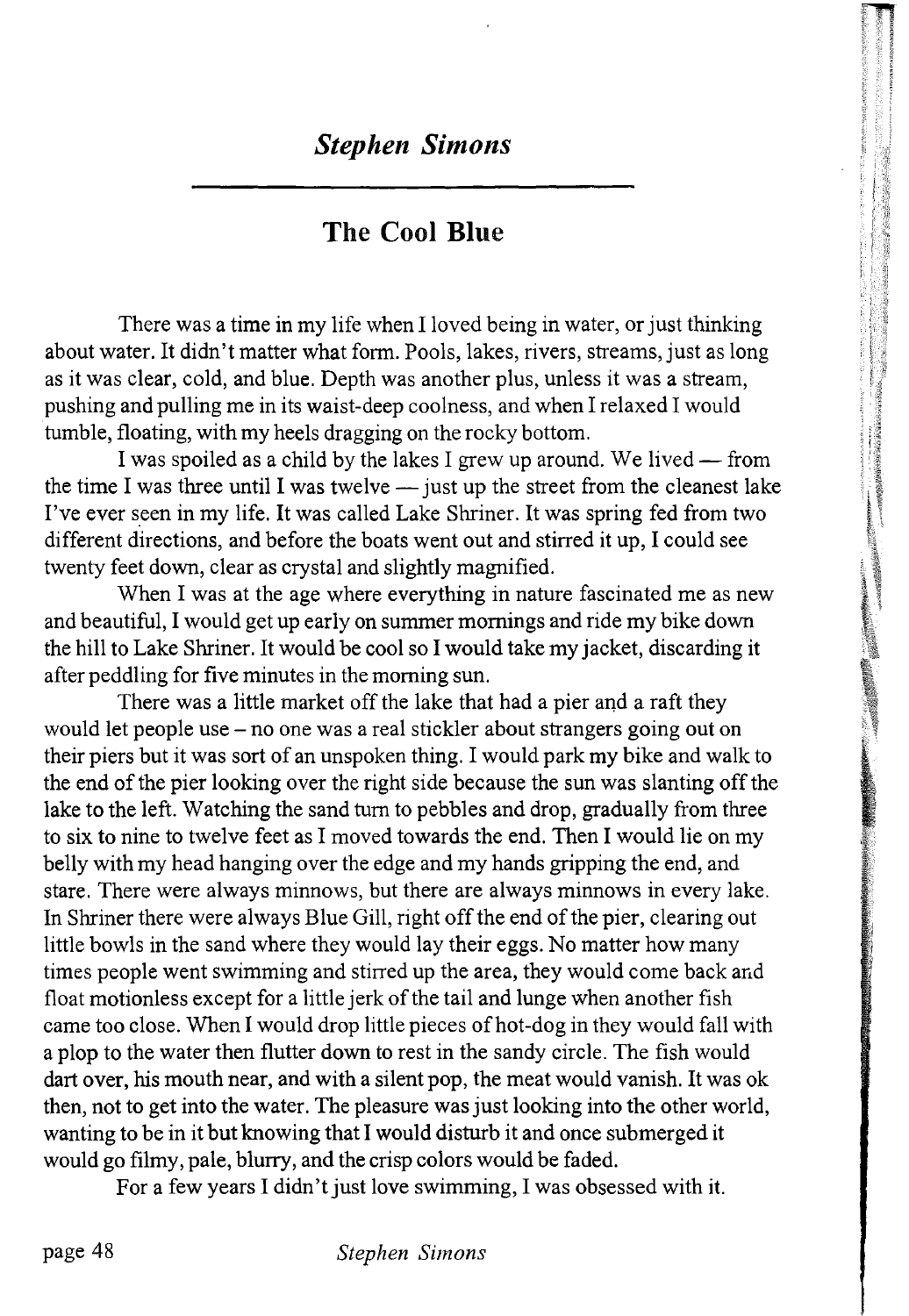## *Stephen Simons*

# The Cool Blue

There was a time in my life when I loved being in water, or just thinking about water. It didn't matter what form. Pools, lakes, rivers, streams, just as long as it was clear, cold, and blue. Depth was another plus, unless it was a stream, pushing and pulling me in its waist-deep coolness, and when I relaxed I would tumble, floating, with my heels dragging on the rocky bottom.

I was spoiled as a child by the lakes I grew up around. We lived — from the time I was three until I was twelve — just up the street from the cleanest lake I've ever seen in my life. It was called Lake Shriner. It was spring fed from two different directions, and before the boats went out and stirred it up, I could see twenty feet down, clear as crystal and slightly magnified.

When I was at the age where everything in nature fascinated me as new and beautiful, I would get up early on summer mornings and ride my bike down the hill to Lake Shriner. It would be cool so I would take my jacket, discarding it after peddling for five minutes in the morning sun.

There was a little market off the lake that had a pier and a raft they would let people use – no one was a real stickler about strangers going out on their piers but it was sort of an unspoken thing. I would park my bike and walk to the end of the pier looking over the right side because the sun was slanting off the lake to the left. Watching the sand turn to pebbles and drop, gradually from three to six to nine to twelve feet as I moved towards the end. Then I would lie on my belly with my head hanging over the edge and my hands gripping the end, and stare. There were always minnows, but there are always minnows in every lake. In Shriner there were always Blue Gill, right off the end of the pier, clearing out little bowls in the sand where they would lay their eggs. No matter how many times people went swimming and stirred up the area, they would come back and float motionless except for a little jerk of the tail and lunge when another fish came too close. When I would drop little pieces of hot-dog in they would fall with a plop to the water then flutter down to rest in the sandy circle. The fish would dart over, his mouth near, and with a silent pop, the meat would vanish. It was ok then, not to get into the water. The pleasure was just looking into the other world, wanting to be in it but knowing that I would disturb it and once submerged it would go filmy, pale, blurry, and the crisp colors would be faded.

For a few years I didn't just love swimming, I was obsessed with it.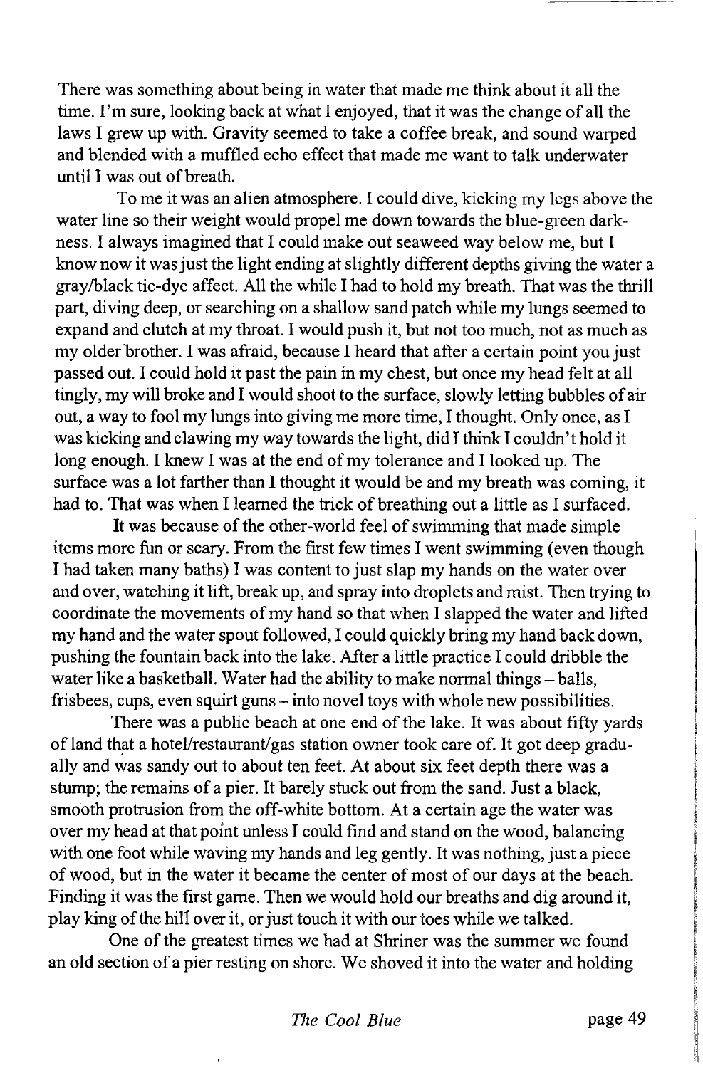There was something about being in water that made me think about it all the time. I'm sure, looking back at what I enjoyed, that it was the change of all the laws I grew up with. Gravity seemed to take a coffee break, and sound warped and blended with a muffled echo effect that made me want to talk underwater until I was out of breath.

To me it was an alien atmosphere. I could dive, kicking my legs above the water line so their weight would propel me down towards the blue-green darkness. I always imagined that I could make out seaweed way below me, but I know now it was just the light ending at slightly different depths giving the water a gray/black tie-dye affect. All the while I had to hold my breath. That was the thrill part, diving deep, or searching on a shallow sand patch while my lungs seemed to expand and clutch at my throat. I would push it, but not too much, not as much as my older brother. I was afraid, because I heard that after a certain point you just passed out. I could hold it past the pain in my chest, but once my head felt at all tingly, my will broke and I would shoot to the surface, slowly letting bubbles of air out, a way to fool my lungs into giving me more time, I thought. Only once, as I was kicking and clawing my way towards the light, did I think I couldn't hold it long enough. I knew I was at the end of my tolerance and I looked up. The surface was a lot farther than I thought it would be and my breath was coming, it had to. That was when I learned the trick of breathing out a little as I surfaced.

It was because of the other-world feel of swimming that made simple items more fun or scary. From the first few times I went swimming (even though I had taken many baths) I was content to just slap my hands on the water over and over, watching it lift, break up, and spray into droplets and mist. Then trying to coordinate the movements of my hand so that when I slapped the water and lifted my hand and the water spout followed, I could quickly bring my hand back down, pushing the fountain back into the lake. After a little practice I could dribble the water like a basketball. Water had the ability to make normal things – balls, frisbees, cups, even squirt guns – into novel toys with whole new possibilities.

There was a public beach at one end of the lake. It was about fifty yards of land that a hotel/restaurant/gas station owner took care of. It got deep gradually and was sandy out to about ten feet. At about six feet depth there was a stump; the remains of a pier. It barely stuck out from the sand. Just a black, smooth protrusion from the off-white bottom. At a certain age the water was over my head at that point unless I could find and stand on the wood, balancing with one foot while waving my hands and leg gently. It was nothing, just a piece of wood, but in the water it became the center of most of our days at the beach. Finding it was the first game. Then we would hold our breaths and dig around it, play king of the hill over it, or just touch it with our toes while we talked.

One of the greatest times we had at Shriner was the summer we found an old section of a pier resting on shore. We shoved it into the water and holding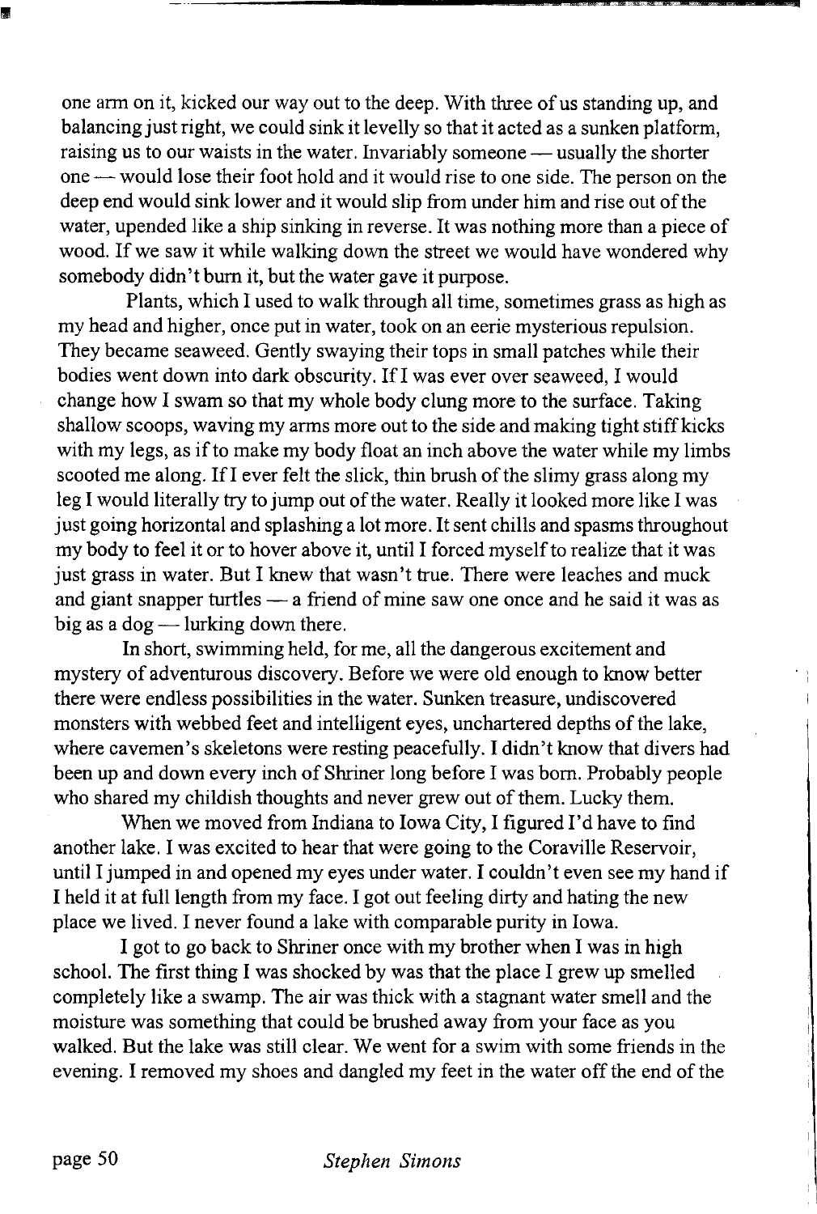one arm on it, kicked our way out to the deep. With three of us standing up, and balancing just right, we could sink it levelly so that it acted as a sunken platform, raising us to our waists in the water. Invariably someone — usually the shorter one — would lose their foot hold and it would rise to one side. The person on the deep end would sink lower and it would slip from under him and rise out of the water, upended like a ship sinking in reverse. It was nothing more than a piece of wood. If we saw it while walking down the street we would have wondered why somebody didn't burn it, but the water gave it purpose.

Plants, which I used to walk through all time, sometimes grass as high as my head and higher, once put in water, took on an eerie mysterious repulsion. They became seaweed. Gently swaying their tops in small patches while their bodies went down into dark obscurity. If I was ever over seaweed, I would change how I swam so that my whole body clung more to the surface. Taking shallow scoops, waving my arms more out to the side and making tight stiff kicks with my legs, as if to make my body float an inch above the water while my limbs scooted me along. If I ever felt the slick, thin brush of the slimy grass along my leg I would literally try to jump out of the water. Really it looked more like I was just going horizontal and splashing a lot more. It sent chills and spasms throughout my body to feel it or to hover above it, until I forced myself to realize that it was just grass in water. But I knew that wasn't true. There were leaches and muck and giant snapper turtles — a friend of mine saw one once and he said it was as big as a dog — lurking down there.

In short, swimming held, for me, all the dangerous excitement and mystery of adventurous discovery. Before we were old enough to know better there were endless possibilities in the water. Sunken treasure, undiscovered monsters with webbed feet and intelligent eyes, unchartered depths of the lake, where cavemen's skeletons were resting peacefully. I didn't know that divers had been up and down every inch of Shriner long before I was born. Probably people who shared my childish thoughts and never grew out of them. Lucky them.

When we moved from Indiana to Iowa City, I figured I'd have to find another lake. I was excited to hear that were going to the Coraville Reservoir, until I jumped in and opened my eyes under water. I couldn't even see my hand if I held it at full length from my face. I got out feeling dirty and hating the new place we lived. I never found a lake with comparable purity in Iowa.

I got to go back to Shriner once with my brother when I was in high school. The first thing I was shocked by was that the place I grew up smelled completely like a swamp. The air was thick with a stagnant water smell and the moisture was something that could be brushed away from your face as you walked. But the lake was still clear. We went for a swim with some friends in the evening. I removed my shoes and dangled my feet in the water off the end of the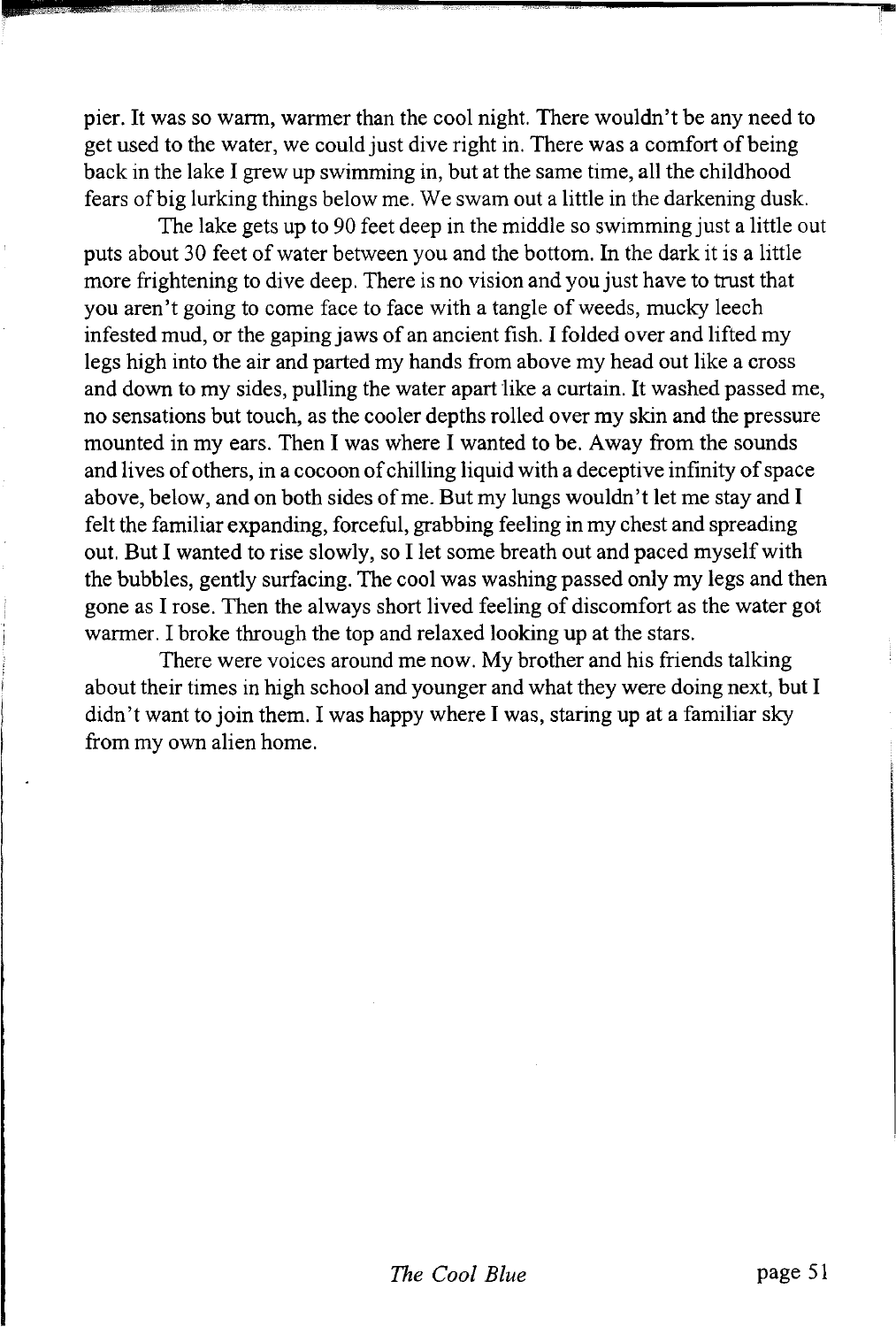pier. It was so warm, warmer than the cool night. There wouldn't be any need to get used to the water, we could just dive right in. There was a comfort of being back in the lake I grew up swimming in, but at the same time, all the childhood fears of big lurking things below me. We swam out a little in the darkening dusk.

The lake gets up to 90 feet deep in the middle so swimming just a little out puts about 30 feet of water between you and the bottom. In the dark it is a little more frightening to dive deep. There is no vision and you just have to trust that you aren't going to come face to face with a tangle of weeds, mucky leech infested mud, or the gaping jaws of an ancient fish. I folded over and lifted my legs high into the air and parted my hands from above my head out like a cross and down to my sides, pulling the water apart like a curtain. It washed passed me, no sensations but touch, as the cooler depths rolled over my skin and the pressure mounted in my ears. Then I was where I wanted to be. Away from the sounds and lives of others, in a cocoon of chilling liquid with a deceptive infinity of space above, below, and on both sides of me. But my lungs wouldn't let me stay and I felt the familiar expanding, forceful, grabbing feeling in my chest and spreading out. But I wanted to rise slowly, so I let some breath out and paced myself with the bubbles, gently surfacing. The cool was washing passed only my legs and then gone as I rose. Then the always short lived feeling of discomfort as the water got warmer. I broke through the top and relaxed looking up at the stars.

There were voices around me now. My brother and his friends talking about their times in high school and younger and what they were doing next, but I didn't want to join them. I was happy where I was, staring up at a familiar sky from my own alien home.